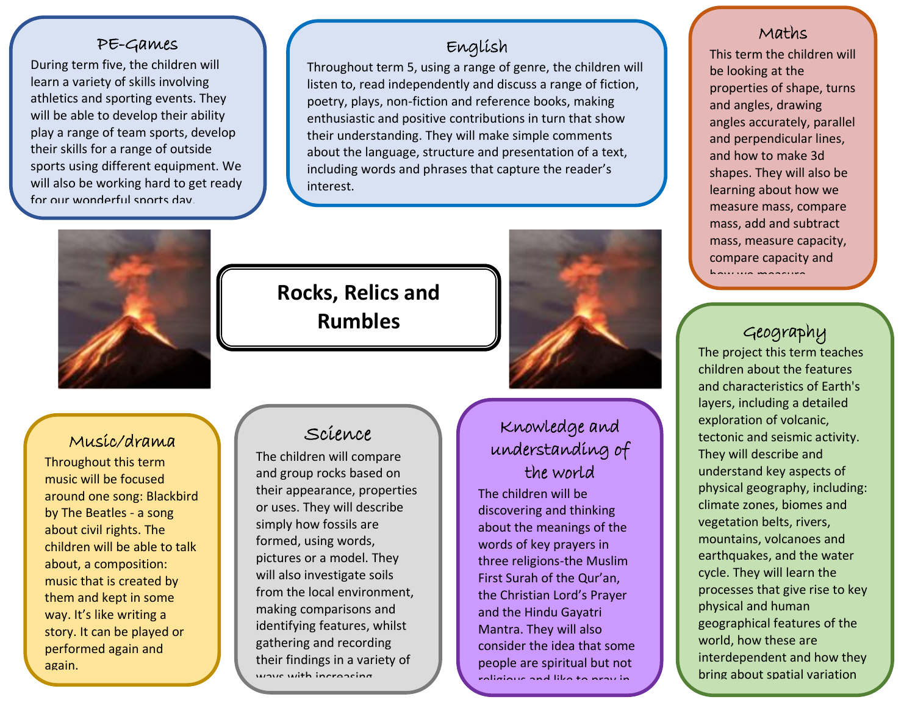# Rocks, Relics and Rumbles

## PE-Games

During term five, the children will learn a variety of skills involving athletics and sporting events. They will be able to develop their ability play a range of team sports, develop their skills for a range of outside sports using different equipment. We will also be working hard to get ready for our wonderful sports day.

## English

Throughout term 5, using a range of genre, the children will listen to, read independently and discuss a range of fiction, poetry, plays, non-fiction and reference books, making enthusiastic and positive contributions in turn that show their understanding. They will make simple comments about the language, structure and presentation of a text, including words and phrases that capture the reader's interest.

## Maths

This term the children will be looking at the properties of shape, turns and angles, drawing angles accurately, parallel and perpendicular lines, and how to make 3d shapes. They will also be learning about how we measure mass, compare mass, add and subtract mass, measure capacity, compare capacity and how we measure

## Geography

The project this term teaches children about the features and characteristics of Earth's layers, including a detailed exploration of volcanic, tectonic and seismic activity. They will describe and understand key aspects of physical geography, including: climate zones, biomes and vegetation belts, rivers, mountains, volcanoes and earthquakes, and the water cycle. They will learn the processes that give rise to key physical and human geographical features of the world, how these are interdependent and how they bring about spatial variation

## Music/drama

Throughout this term music will be focused around one song: Blackbird by The Beatles - a song about civil rights. The children will be able to talk about, a composition: music that is created by them and kept in some way. It's like writing a story. It can be played or performed again and again.

## Science

The children will compare and group rocks based on their appearance, properties or uses. They will describe simply how fossils are formed, using words, pictures or a model. They will also investigate soils from the local environment, making comparisons and identifying features, whilst gathering and recording their findings in a variety of ways with increasing

## Knowledge and understanding of the world

The children will be discovering and thinking about the meanings of the words of key prayers in three religions-the Muslim First Surah of the Qur'an, the Christian Lord's Prayer and the Hindu Gayatri Mantra. They will also consider the idea that some people are spiritual but not religious and like to pray in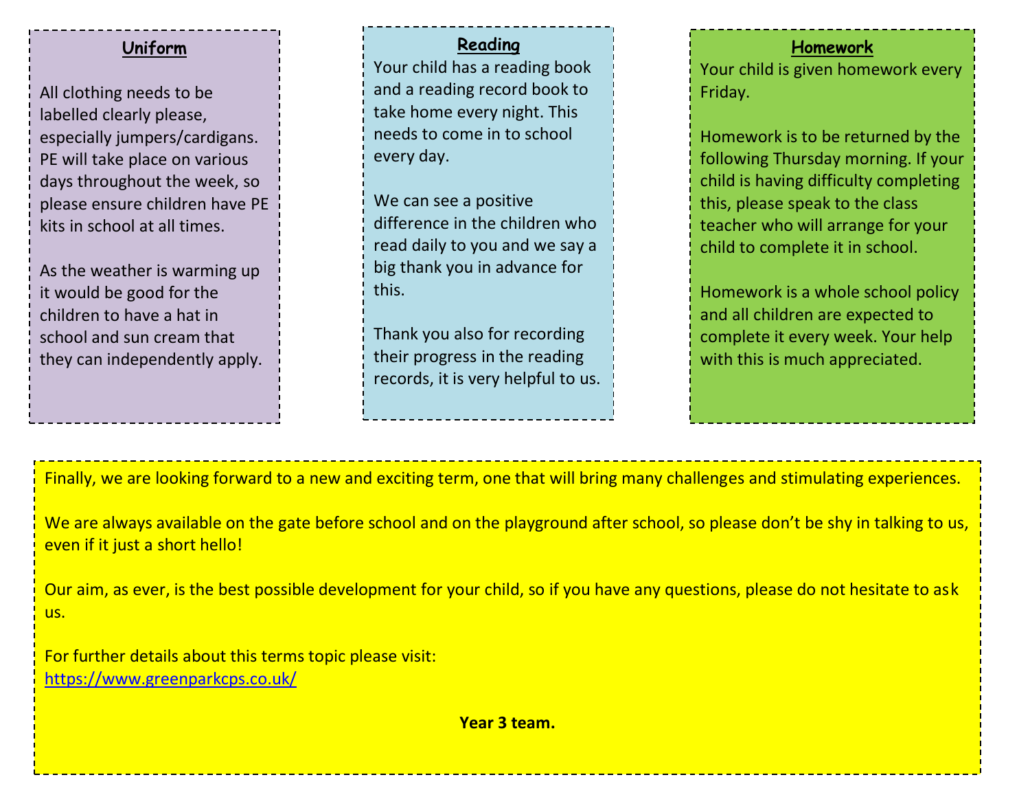## Uniform

All clothing needs to be labelled clearly please, especially jumpers/cardigans. PE will take place on various days throughout the week, so please ensure children have PE kits in school at all times.

As the weather is warming up it would be good for the children to have a hat in school and sun cream that they can independently apply.

## Reading

Your child has a reading book and a reading record book to take home every night. This needs to come in to school every day.

We can see a positive difference in the children who read daily to you and we say a big thank you in advance for this.

Thank you also for recording their progress in the reading records, it is very helpful to us.

## Homework

Your child is given homework every Friday.

Homework is to be returned by the following Thursday morning. If your child is having difficulty completing this, please speak to the class teacher who will arrange for your child to complete it in school.

Homework is a whole school policy and all children are expected to complete it every week. Your help with this is much appreciated.

---

Finally, we are looking forward to a new and exciting term, one that will bring many challenges and stimulating experiences.

We are always available on the gate before school and on the playground after school, so please don't be shy in talking to us, even if it just a short hello!

Our aim, as ever, is the best possible development for your child, so if you have any questions, please do not hesitate to ask us.

For further details about this terms topic please visit:
https://www.greenparkcps.co.uk/

**Year 3 team.**